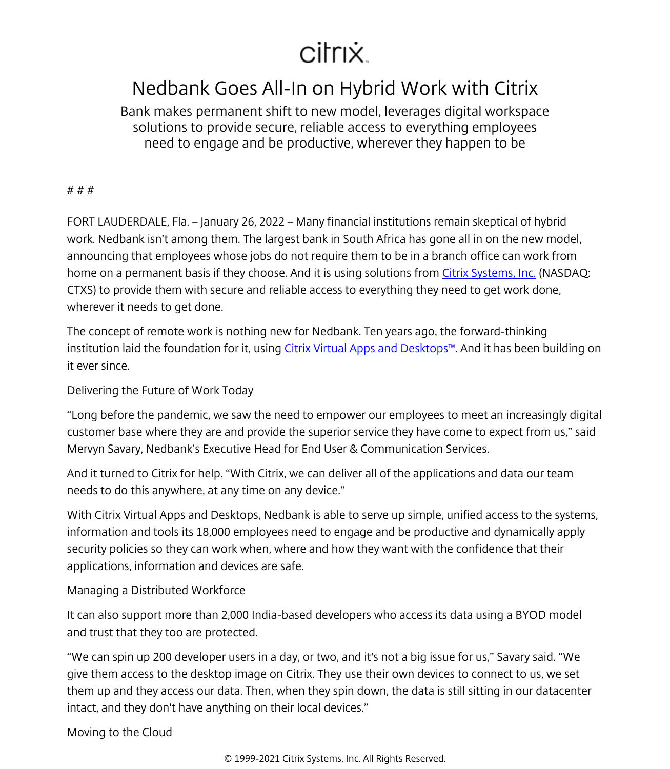citrix

# Nedbank Goes All-In on Hybrid Work with Citrix

Bank makes permanent shift to new model, leverages digital workspace solutions to provide secure, reliable access to everything employees need to engage and be productive, wherever they happen to be

# # #

FORT LAUDERDALE, Fla. – January 26, 2022 – Many financial institutions remain skeptical of hybrid work. Nedbank isn't among them. The largest bank in South Africa has gone all in on the new model, announcing that employees whose jobs do not require them to be in a branch office can work from home on a permanent basis if they choose. And it is using solutions from [Citrix Systems, Inc.](#) (NASDAQ: CTXS) to provide them with secure and reliable access to everything they need to get work done, wherever it needs to get done.

The concept of remote work is nothing new for Nedbank. Ten years ago, the forward-thinking institution laid the foundation for it, using [Citrix Virtual Apps and Desktops™](#). And it has been building on it ever since.

## Delivering the Future of Work Today

"Long before the pandemic, we saw the need to empower our employees to meet an increasingly digital customer base where they are and provide the superior service they have come to expect from us," said Mervyn Savary, Nedbank's Executive Head for End User & Communication Services.

And it turned to Citrix for help. "With Citrix, we can deliver all of the applications and data our team needs to do this anywhere, at any time on any device."

With Citrix Virtual Apps and Desktops, Nedbank is able to serve up simple, unified access to the systems, information and tools its 18,000 employees need to engage and be productive and dynamically apply security policies so they can work when, where and how they want with the confidence that their applications, information and devices are safe.

## Managing a Distributed Workforce

It can also support more than 2,000 India-based developers who access its data using a BYOD model and trust that they too are protected.

"We can spin up 200 developer users in a day, or two, and it's not a big issue for us," Savary said. "We give them access to the desktop image on Citrix. They use their own devices to connect to us, we set them up and they access our data. Then, when they spin down, the data is still sitting in our datacenter intact, and they don't have anything on their local devices."

## Moving to the Cloud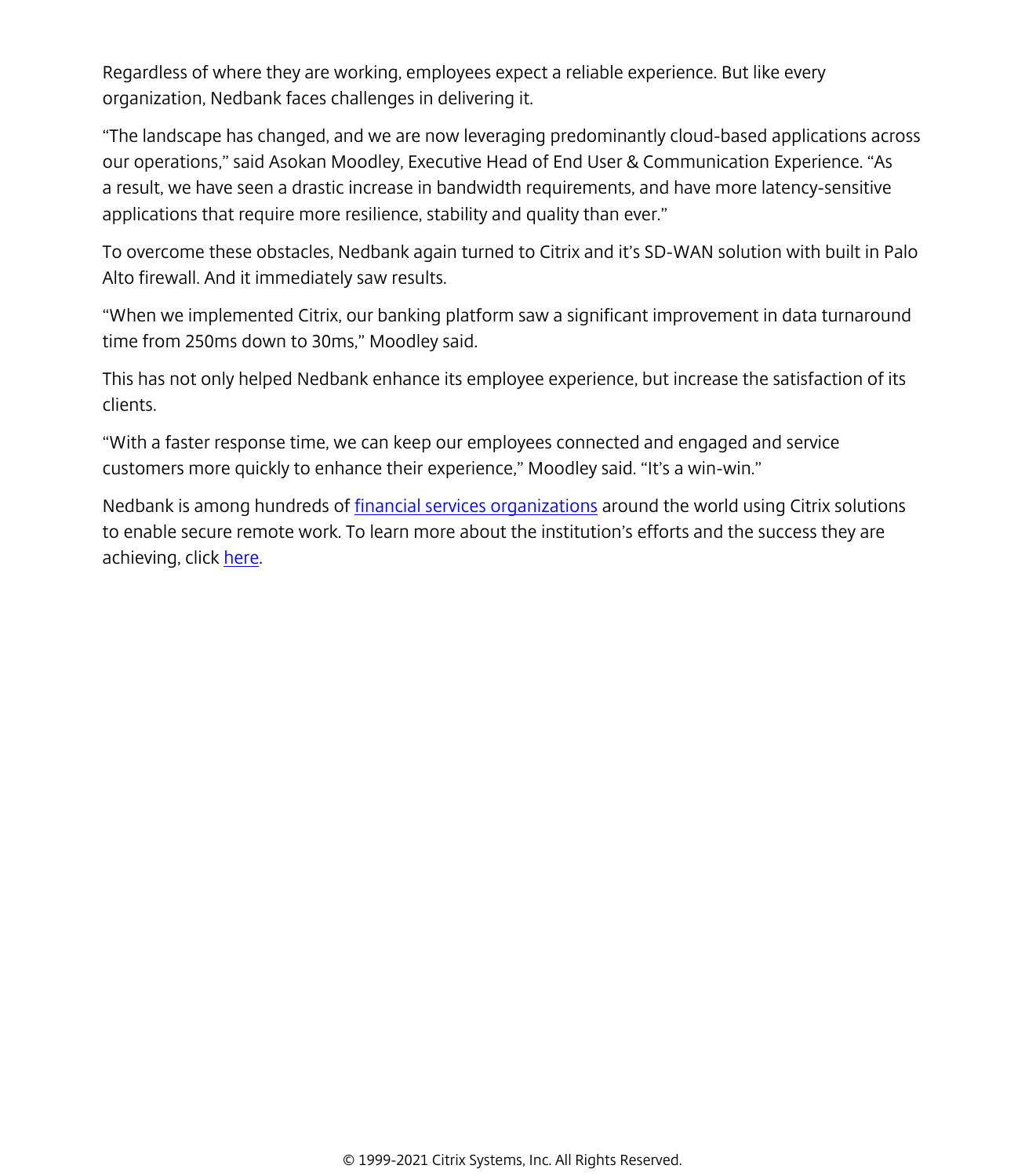Regardless of where they are working, employees expect a reliable experience. But like every organization, Nedbank faces challenges in delivering it.

“The landscape has changed, and we are now leveraging predominantly cloud-based applications across our operations,” said Asokan Moodley, Executive Head of End User & Communication Experience. “As a result, we have seen a drastic increase in bandwidth requirements, and have more latency-sensitive applications that require more resilience, stability and quality than ever.”

To overcome these obstacles, Nedbank again turned to Citrix and it’s SD-WAN solution with built in Palo Alto firewall. And it immediately saw results.

“When we implemented Citrix, our banking platform saw a significant improvement in data turnaround time from 250ms down to 30ms,” Moodley said.

This has not only helped Nedbank enhance its employee experience, but increase the satisfaction of its clients.

“With a faster response time, we can keep our employees connected and engaged and service customers more quickly to enhance their experience,” Moodley said. “It’s a win-win.”

Nedbank is among hundreds of financial services organizations around the world using Citrix solutions to enable secure remote work. To learn more about the institution’s efforts and the success they are achieving, click here.

© 1999-2021 Citrix Systems, Inc. All Rights Reserved.